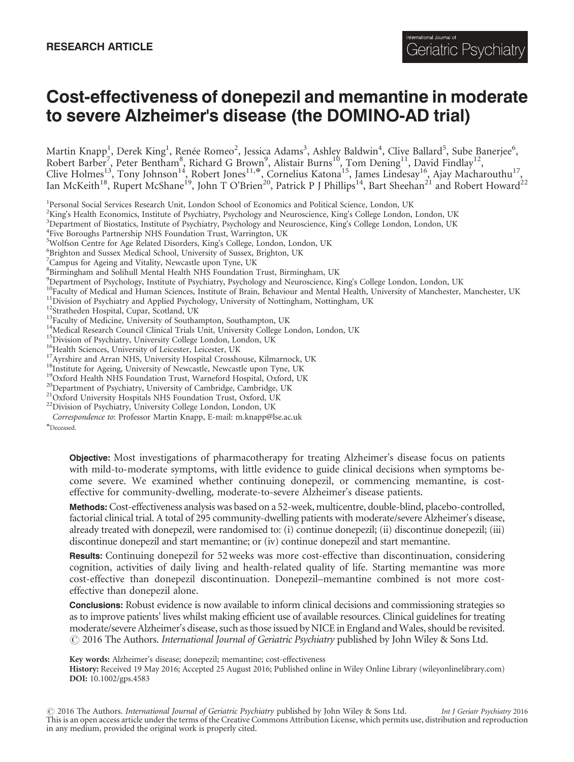RESEARCH ARTICLE

# Cost-effectiveness of donepezil and memantine in moderate to severe Alzheimer's disease (the DOMINO-AD trial)

Martin Knapp[1], Derek King[1], Renée Romeo[2], Jessica Adams[3], Ashley Baldwin[4], Clive Ballard[5], Sube Banerjee[6], Robert Barber[7], Peter Bentham[8], Richard G Brown[9], Alistair Burns[10], Tom Dening[11], David Findlay[12], Clive Holmes[13], Tony Johnson[14], Robert Jones[11,*], Cornelius Katona[15], James Lindesay[16], Ajay Macharouthu[17], Ian McKeith[18], Rupert McShane[19], John T O'Brien[20], Patrick P J Phillips[14], Bart Sheehan[21] and Robert Howard[22]

[1]Personal Social Services Research Unit, London School of Economics and Political Science, London, UK
[2]King's Health Economics, Institute of Psychiatry, Psychology and Neuroscience, King's College London, London, UK
[3]Department of Biostatics, Institute of Psychiatry, Psychology and Neuroscience, King's College London, London, UK
[4]Five Boroughs Partnership NHS Foundation Trust, Warrington, UK
[5]Wolfson Centre for Age Related Disorders, King's College, London, London, UK
[6]Brighton and Sussex Medical School, University of Sussex, Brighton, UK
[7]Campus for Ageing and Vitality, Newcastle upon Tyne, UK
[8]Birmingham and Solihull Mental Health NHS Foundation Trust, Birmingham, UK
[9]Department of Psychology, Institute of Psychiatry, Psychology and Neuroscience, King's College London, London, UK
[10]Faculty of Medical and Human Sciences, Institute of Brain, Behaviour and Mental Health, University of Manchester, Manchester, UK
[11]Division of Psychiatry and Applied Psychology, University of Nottingham, Nottingham, UK
[12]Stratheden Hospital, Cupar, Scotland, UK
[13]Faculty of Medicine, University of Southampton, Southampton, UK
[14]Medical Research Council Clinical Trials Unit, University College London, London, UK
[15]Division of Psychiatry, University College London, London, UK
[16]Health Sciences, University of Leicester, Leicester, UK
[17]Ayrshire and Arran NHS, University Hospital Crosshouse, Kilmarnock, UK
[18]Institute for Ageing, University of Newcastle, Newcastle upon Tyne, UK
[19]Oxford Health NHS Foundation Trust, Warneford Hospital, Oxford, UK
[20]Department of Psychiatry, University of Cambridge, Cambridge, UK
[21]Oxford University Hospitals NHS Foundation Trust, Oxford, UK
[22]Division of Psychiatry, University College London, London, UK

*Correspondence to*: Professor Martin Knapp, E-mail: m.knapp@lse.ac.uk

*Deceased.

**Objective:** Most investigations of pharmacotherapy for treating Alzheimer's disease focus on patients with mild-to-moderate symptoms, with little evidence to guide clinical decisions when symptoms become severe. We examined whether continuing donepezil, or commencing memantine, is cost-effective for community-dwelling, moderate-to-severe Alzheimer's disease patients.

**Methods:** Cost-effectiveness analysis was based on a 52-week, multicentre, double-blind, placebo-controlled, factorial clinical trial. A total of 295 community-dwelling patients with moderate/severe Alzheimer's disease, already treated with donepezil, were randomised to: (i) continue donepezil; (ii) discontinue donepezil; (iii) discontinue donepezil and start memantine; or (iv) continue donepezil and start memantine.

**Results:** Continuing donepezil for 52 weeks was more cost-effective than discontinuation, considering cognition, activities of daily living and health-related quality of life. Starting memantine was more cost-effective than donepezil discontinuation. Donepezil–memantine combined is not more cost-effective than donepezil alone.

**Conclusions:** Robust evidence is now available to inform clinical decisions and commissioning strategies so as to improve patients' lives whilst making efficient use of available resources. Clinical guidelines for treating moderate/severe Alzheimer's disease, such as those issued by NICE in England and Wales, should be revisited. © 2016 The Authors. *International Journal of Geriatric Psychiatry* published by John Wiley & Sons Ltd.

**Key words:** Alzheimer's disease; donepezil; memantine; cost-effectiveness
**History:** Received 19 May 2016; Accepted 25 August 2016; Published online in Wiley Online Library (wileyonlinelibrary.com)
**DOI:** 10.1002/gps.4583

© 2016 The Authors. *International Journal of Geriatric Psychiatry* published by John Wiley & Sons Ltd.
This is an open access article under the terms of the Creative Commons Attribution License, which permits use, distribution and reproduction in any medium, provided the original work is properly cited.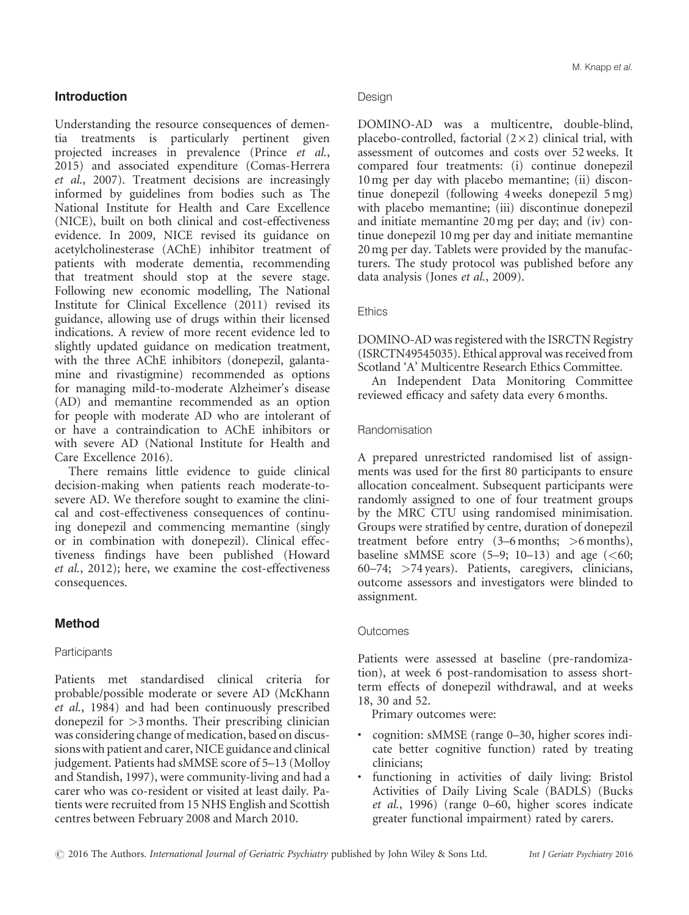## Introduction

Understanding the resource consequences of dementia treatments is particularly pertinent given projected increases in prevalence (Prince *et al.*, 2015) and associated expenditure (Comas-Herrera *et al.*, 2007). Treatment decisions are increasingly informed by guidelines from bodies such as The National Institute for Health and Care Excellence (NICE), built on both clinical and cost-effectiveness evidence. In 2009, NICE revised its guidance on acetylcholinesterase (AChE) inhibitor treatment of patients with moderate dementia, recommending that treatment should stop at the severe stage. Following new economic modelling, The National Institute for Clinical Excellence (2011) revised its guidance, allowing use of drugs within their licensed indications. A review of more recent evidence led to slightly updated guidance on medication treatment, with the three AChE inhibitors (donepezil, galantamine and rivastigmine) recommended as options for managing mild-to-moderate Alzheimer's disease (AD) and memantine recommended as an option for people with moderate AD who are intolerant of or have a contraindication to AChE inhibitors or with severe AD (National Institute for Health and Care Excellence 2016).

There remains little evidence to guide clinical decision-making when patients reach moderate-to-severe AD. We therefore sought to examine the clinical and cost-effectiveness consequences of continuing donepezil and commencing memantine (singly or in combination with donepezil). Clinical effectiveness findings have been published (Howard *et al.*, 2012); here, we examine the cost-effectiveness consequences.

## Method

### Participants

Patients met standardised clinical criteria for probable/possible moderate or severe AD (McKhann *et al.*, 1984) and had been continuously prescribed donepezil for >3 months. Their prescribing clinician was considering change of medication, based on discussions with patient and carer, NICE guidance and clinical judgement. Patients had sMMSE score of 5–13 (Molloy and Standish, 1997), were community-living and had a carer who was co-resident or visited at least daily. Patients were recruited from 15 NHS English and Scottish centres between February 2008 and March 2010.

### Design

DOMINO-AD was a multicentre, double-blind, placebo-controlled, factorial (2 × 2) clinical trial, with assessment of outcomes and costs over 52 weeks. It compared four treatments: (i) continue donepezil 10 mg per day with placebo memantine; (ii) discontinue donepezil (following 4 weeks donepezil 5 mg) with placebo memantine; (iii) discontinue donepezil and initiate memantine 20 mg per day; and (iv) continue donepezil 10 mg per day and initiate memantine 20 mg per day. Tablets were provided by the manufacturers. The study protocol was published before any data analysis (Jones *et al.*, 2009).

### Ethics

DOMINO-AD was registered with the ISRCTN Registry (ISRCTN49545035). Ethical approval was received from Scotland 'A' Multicentre Research Ethics Committee.

An Independent Data Monitoring Committee reviewed efficacy and safety data every 6 months.

### Randomisation

A prepared unrestricted randomised list of assignments was used for the first 80 participants to ensure allocation concealment. Subsequent participants were randomly assigned to one of four treatment groups by the MRC CTU using randomised minimisation. Groups were stratified by centre, duration of donepezil treatment before entry (3–6 months; >6 months), baseline sMMSE score (5–9; 10–13) and age (<60; 60–74; >74 years). Patients, caregivers, clinicians, outcome assessors and investigators were blinded to assignment.

### Outcomes

Patients were assessed at baseline (pre-randomization), at week 6 post-randomisation to assess short-term effects of donepezil withdrawal, and at weeks 18, 30 and 52.

Primary outcomes were:

- cognition: sMMSE (range 0–30, higher scores indicate better cognitive function) rated by treating clinicians;
- functioning in activities of daily living: Bristol Activities of Daily Living Scale (BADLS) (Bucks *et al.*, 1996) (range 0–60, higher scores indicate greater functional impairment) rated by carers.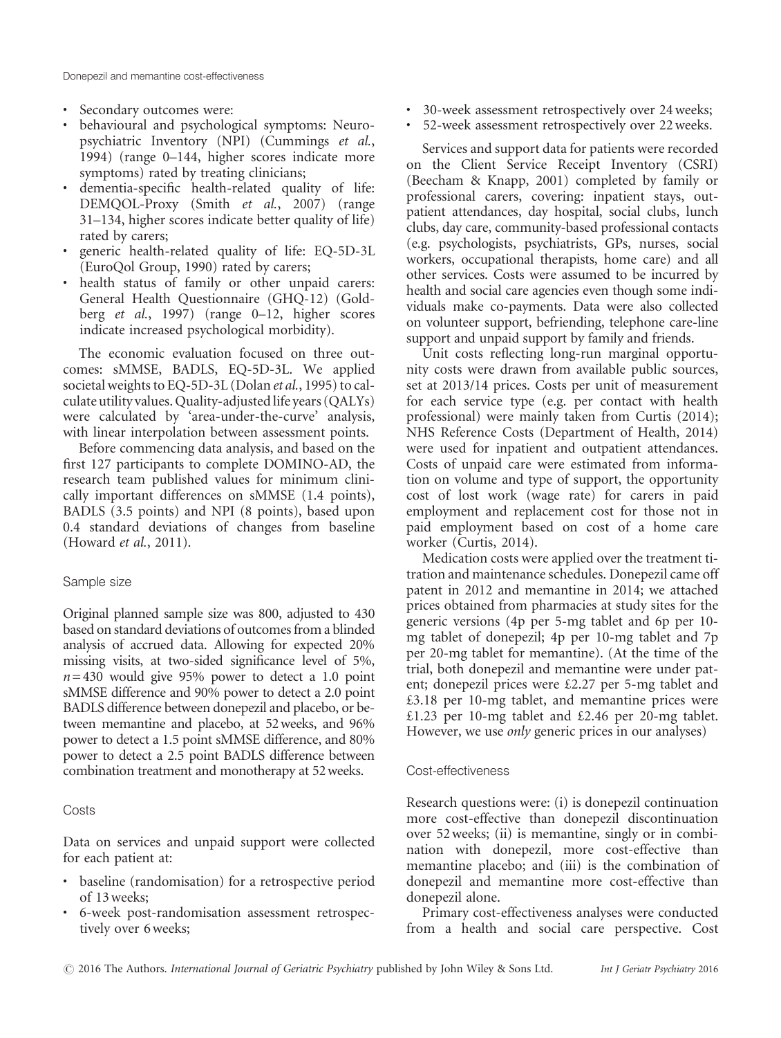- Secondary outcomes were:
- behavioural and psychological symptoms: Neuropsychiatric Inventory (NPI) (Cummings *et al.*, 1994) (range 0–144, higher scores indicate more symptoms) rated by treating clinicians;
- dementia-specific health-related quality of life: DEMQOL-Proxy (Smith *et al.*, 2007) (range 31–134, higher scores indicate better quality of life) rated by carers;
- generic health-related quality of life: EQ-5D-3L (EuroQol Group, 1990) rated by carers;
- health status of family or other unpaid carers: General Health Questionnaire (GHQ-12) (Goldberg *et al.*, 1997) (range 0–12, higher scores indicate increased psychological morbidity).

The economic evaluation focused on three outcomes: sMMSE, BADLS, EQ-5D-3L. We applied societal weights to EQ-5D-3L (Dolan *et al.*, 1995) to calculate utility values. Quality-adjusted life years (QALYs) were calculated by 'area-under-the-curve' analysis, with linear interpolation between assessment points.

Before commencing data analysis, and based on the first 127 participants to complete DOMINO-AD, the research team published values for minimum clinically important differences on sMMSE (1.4 points), BADLS (3.5 points) and NPI (8 points), based upon 0.4 standard deviations of changes from baseline (Howard *et al.*, 2011).

### Sample size

Original planned sample size was 800, adjusted to 430 based on standard deviations of outcomes from a blinded analysis of accrued data. Allowing for expected 20% missing visits, at two-sided significance level of 5%, $n = 430$ would give 95% power to detect a 1.0 point sMMSE difference and 90% power to detect a 2.0 point BADLS difference between donepezil and placebo, or between memantine and placebo, at 52 weeks, and 96% power to detect a 1.5 point sMMSE difference, and 80% power to detect a 2.5 point BADLS difference between combination treatment and monotherapy at 52 weeks.

### Costs

Data on services and unpaid support were collected for each patient at:

- baseline (randomisation) for a retrospective period of 13 weeks;
- 6-week post-randomisation assessment retrospectively over 6 weeks;
- 30-week assessment retrospectively over 24 weeks;
- 52-week assessment retrospectively over 22 weeks.

Services and support data for patients were recorded on the Client Service Receipt Inventory (CSRI) (Beecham & Knapp, 2001) completed by family or professional carers, covering: inpatient stays, outpatient attendances, day hospital, social clubs, lunch clubs, day care, community-based professional contacts (e.g. psychologists, psychiatrists, GPs, nurses, social workers, occupational therapists, home care) and all other services. Costs were assumed to be incurred by health and social care agencies even though some individuals make co-payments. Data were also collected on volunteer support, befriending, telephone care-line support and unpaid support by family and friends.

Unit costs reflecting long-run marginal opportunity costs were drawn from available public sources, set at 2013/14 prices. Costs per unit of measurement for each service type (e.g. per contact with health professional) were mainly taken from Curtis (2014); NHS Reference Costs (Department of Health, 2014) were used for inpatient and outpatient attendances. Costs of unpaid care were estimated from information on volume and type of support, the opportunity cost of lost work (wage rate) for carers in paid employment and replacement cost for those not in paid employment based on cost of a home care worker (Curtis, 2014).

Medication costs were applied over the treatment titration and maintenance schedules. Donepezil came off patent in 2012 and memantine in 2014; we attached prices obtained from pharmacies at study sites for the generic versions (4p per 5-mg tablet and 6p per 10-mg tablet of donepezil; 4p per 10-mg tablet and 7p per 20-mg tablet for memantine). (At the time of the trial, both donepezil and memantine were under patent; donepezil prices were £2.27 per 5-mg tablet and £3.18 per 10-mg tablet, and memantine prices were £1.23 per 10-mg tablet and £2.46 per 20-mg tablet. However, we use *only* generic prices in our analyses)

### Cost-effectiveness

Research questions were: (i) is donepezil continuation more cost-effective than donepezil discontinuation over 52 weeks; (ii) is memantine, singly or in combination with donepezil, more cost-effective than memantine placebo; and (iii) is the combination of donepezil and memantine more cost-effective than donepezil alone.

Primary cost-effectiveness analyses were conducted from a health and social care perspective. Cost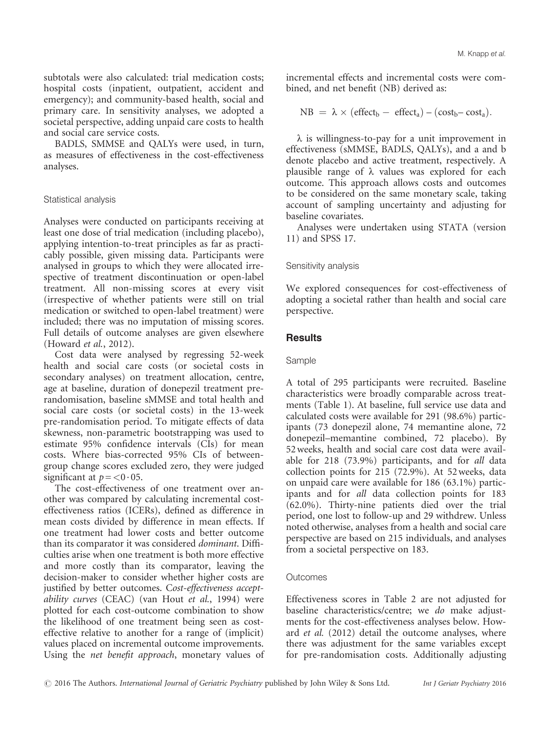subtotals were also calculated: trial medication costs; hospital costs (inpatient, outpatient, accident and emergency); and community-based health, social and primary care. In sensitivity analyses, we adopted a societal perspective, adding unpaid care costs to health and social care service costs.

BADLS, SMMSE and QALYs were used, in turn, as measures of effectiveness in the cost-effectiveness analyses.

### Statistical analysis

Analyses were conducted on participants receiving at least one dose of trial medication (including placebo), applying intention-to-treat principles as far as practicably possible, given missing data. Participants were analysed in groups to which they were allocated irrespective of treatment discontinuation or open-label treatment. All non-missing scores at every visit (irrespective of whether patients were still on trial medication or switched to open-label treatment) were included; there was no imputation of missing scores. Full details of outcome analyses are given elsewhere (Howard *et al.*, 2012).

Cost data were analysed by regressing 52-week health and social care costs (or societal costs in secondary analyses) on treatment allocation, centre, age at baseline, duration of donepezil treatment pre-randomisation, baseline sMMSE and total health and social care costs (or societal costs) in the 13-week pre-randomisation period. To mitigate effects of data skewness, non-parametric bootstrapping was used to estimate 95% confidence intervals (CIs) for mean costs. Where bias-corrected 95% CIs of between-group change scores excluded zero, they were judged significant at $p = < 0 \cdot 05$.

The cost-effectiveness of one treatment over another was compared by calculating incremental cost-effectiveness ratios (ICERs), defined as difference in mean costs divided by difference in mean effects. If one treatment had lower costs and better outcome than its comparator it was considered *dominant*. Difficulties arise when one treatment is both more effective and more costly than its comparator, leaving the decision-maker to consider whether higher costs are justified by better outcomes. *Cost-effectiveness acceptability curves* (CEAC) (van Hout *et al.*, 1994) were plotted for each cost-outcome combination to show the likelihood of one treatment being seen as cost-effective relative to another for a range of (implicit) values placed on incremental outcome improvements. Using the *net benefit approach*, monetary values of incremental effects and incremental costs were combined, and net benefit (NB) derived as:

$$\mathrm{NB} = \lambda \times (\mathrm{effect_b} - \mathrm{effect_a}) - (\mathrm{cost_b} - \mathrm{cost_a}).$$

$\lambda$ is willingness-to-pay for a unit improvement in effectiveness (sMMSE, BADLS, QALYs), and a and b denote placebo and active treatment, respectively. A plausible range of $\lambda$ values was explored for each outcome. This approach allows costs and outcomes to be considered on the same monetary scale, taking account of sampling uncertainty and adjusting for baseline covariates.

Analyses were undertaken using STATA (version 11) and SPSS 17.

### Sensitivity analysis

We explored consequences for cost-effectiveness of adopting a societal rather than health and social care perspective.

## Results

### Sample

A total of 295 participants were recruited. Baseline characteristics were broadly comparable across treatments (Table 1). At baseline, full service use data and calculated costs were available for 291 (98.6%) participants (73 donepezil alone, 74 memantine alone, 72 donepezil–memantine combined, 72 placebo). By 52 weeks, health and social care cost data were available for 218 (73.9%) participants, and for *all* data collection points for 215 (72.9%). At 52 weeks, data on unpaid care were available for 186 (63.1%) participants and for *all* data collection points for 183 (62.0%). Thirty-nine patients died over the trial period, one lost to follow-up and 29 withdrew. Unless noted otherwise, analyses from a health and social care perspective are based on 215 individuals, and analyses from a societal perspective on 183.

### Outcomes

Effectiveness scores in Table 2 are not adjusted for baseline characteristics/centre; we *do* make adjustments for the cost-effectiveness analyses below. Howard *et al.* (2012) detail the outcome analyses, where there was adjustment for the same variables except for pre-randomisation costs. Additionally adjusting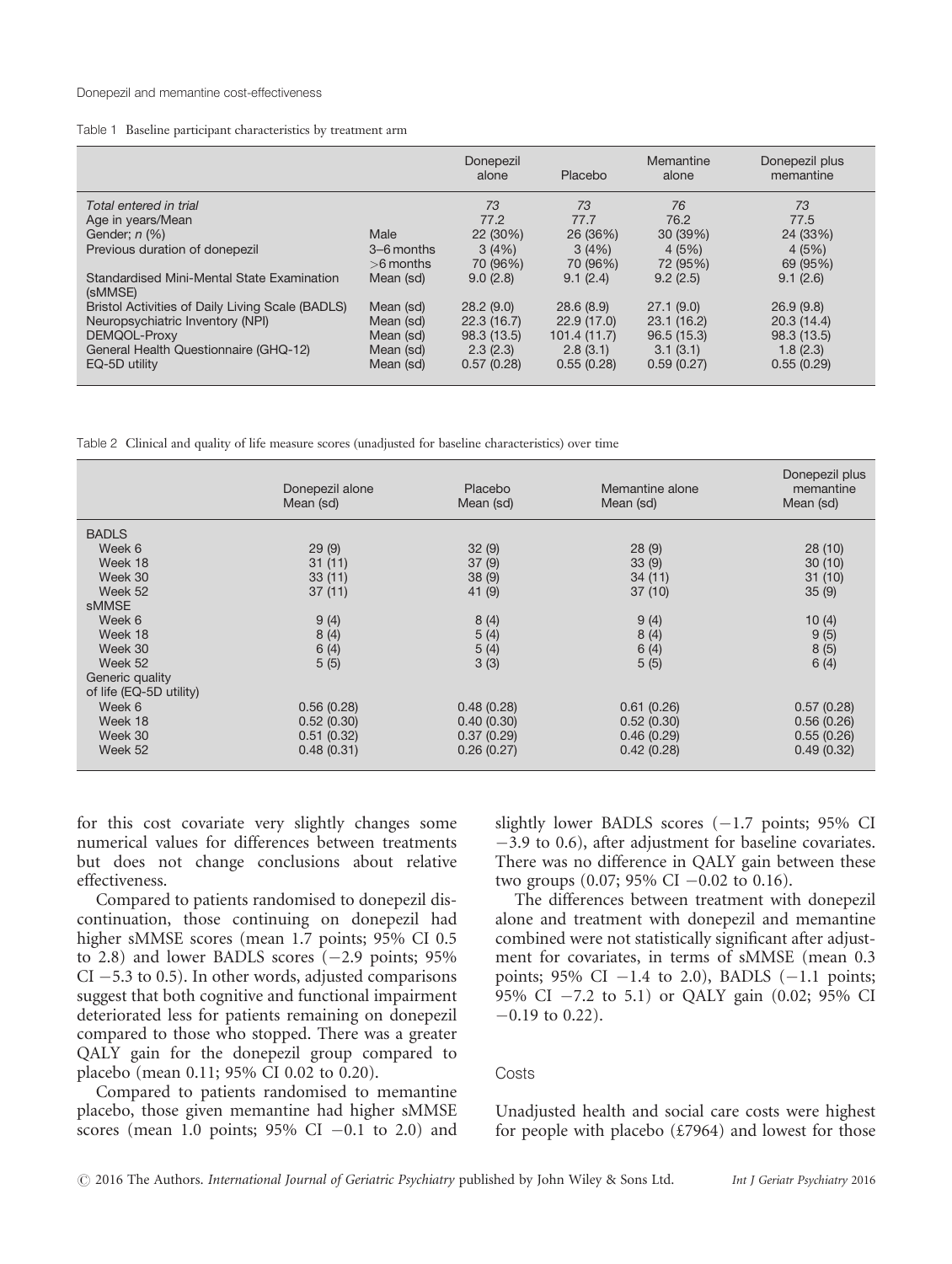Table 1 Baseline participant characteristics by treatment arm

| | | Donepezil alone | Placebo | Memantine alone | Donepezil plus memantine |
|---|---|---|---|---|---|
| *Total entered in trial* | | *73* | *73* | *76* | *73* |
| Age in years/Mean | | 77.2 | 77.7 | 76.2 | 77.5 |
| Gender; *n* (%) | Male | 22 (30%) | 26 (36%) | 30 (39%) | 24 (33%) |
| Previous duration of donepezil | 3–6 months | 3 (4%) | 3 (4%) | 4 (5%) | 4 (5%) |
| | >6 months | 70 (96%) | 70 (96%) | 72 (95%) | 69 (95%) |
| Standardised Mini-Mental State Examination (sMMSE) | Mean (sd) | 9.0 (2.8) | 9.1 (2.4) | 9.2 (2.5) | 9.1 (2.6) |
| Bristol Activities of Daily Living Scale (BADLS) | Mean (sd) | 28.2 (9.0) | 28.6 (8.9) | 27.1 (9.0) | 26.9 (9.8) |
| Neuropsychiatric Inventory (NPI) | Mean (sd) | 22.3 (16.7) | 22.9 (17.0) | 23.1 (16.2) | 20.3 (14.4) |
| DEMQOL-Proxy | Mean (sd) | 98.3 (13.5) | 101.4 (11.7) | 96.5 (15.3) | 98.3 (13.5) |
| General Health Questionnaire (GHQ-12) | Mean (sd) | 2.3 (2.3) | 2.8 (3.1) | 3.1 (3.1) | 1.8 (2.3) |
| EQ-5D utility | Mean (sd) | 0.57 (0.28) | 0.55 (0.28) | 0.59 (0.27) | 0.55 (0.29) |

Table 2 Clinical and quality of life measure scores (unadjusted for baseline characteristics) over time

| | Donepezil alone Mean (sd) | Placebo Mean (sd) | Memantine alone Mean (sd) | Donepezil plus memantine Mean (sd) |
|---|---|---|---|---|
| BADLS | | | | |
| Week 6 | 29 (9) | 32 (9) | 28 (9) | 28 (10) |
| Week 18 | 31 (11) | 37 (9) | 33 (9) | 30 (10) |
| Week 30 | 33 (11) | 38 (9) | 34 (11) | 31 (10) |
| Week 52 | 37 (11) | 41 (9) | 37 (10) | 35 (9) |
| sMMSE | | | | |
| Week 6 | 9 (4) | 8 (4) | 9 (4) | 10 (4) |
| Week 18 | 8 (4) | 5 (4) | 8 (4) | 9 (5) |
| Week 30 | 6 (4) | 5 (4) | 6 (4) | 8 (5) |
| Week 52 | 5 (5) | 3 (3) | 5 (5) | 6 (4) |
| Generic quality of life (EQ-5D utility) | | | | |
| Week 6 | 0.56 (0.28) | 0.48 (0.28) | 0.61 (0.26) | 0.57 (0.28) |
| Week 18 | 0.52 (0.30) | 0.40 (0.30) | 0.52 (0.30) | 0.56 (0.26) |
| Week 30 | 0.51 (0.32) | 0.37 (0.29) | 0.46 (0.29) | 0.55 (0.26) |
| Week 52 | 0.48 (0.31) | 0.26 (0.27) | 0.42 (0.28) | 0.49 (0.32) |

for this cost covariate very slightly changes some numerical values for differences between treatments but does not change conclusions about relative effectiveness.

Compared to patients randomised to donepezil discontinuation, those continuing on donepezil had higher sMMSE scores (mean 1.7 points; 95% CI 0.5 to 2.8) and lower BADLS scores (−2.9 points; 95% CI −5.3 to 0.5). In other words, adjusted comparisons suggest that both cognitive and functional impairment deteriorated less for patients remaining on donepezil compared to those who stopped. There was a greater QALY gain for the donepezil group compared to placebo (mean 0.11; 95% CI 0.02 to 0.20).

Compared to patients randomised to memantine placebo, those given memantine had higher sMMSE scores (mean 1.0 points; 95% CI −0.1 to 2.0) and slightly lower BADLS scores (−1.7 points; 95% CI −3.9 to 0.6), after adjustment for baseline covariates. There was no difference in QALY gain between these two groups (0.07; 95% CI −0.02 to 0.16).

The differences between treatment with donepezil alone and treatment with donepezil and memantine combined were not statistically significant after adjustment for covariates, in terms of sMMSE (mean 0.3 points; 95% CI −1.4 to 2.0), BADLS (−1.1 points; 95% CI −7.2 to 5.1) or QALY gain (0.02; 95% CI −0.19 to 0.22).

## Costs

Unadjusted health and social care costs were highest for people with placebo (£7964) and lowest for those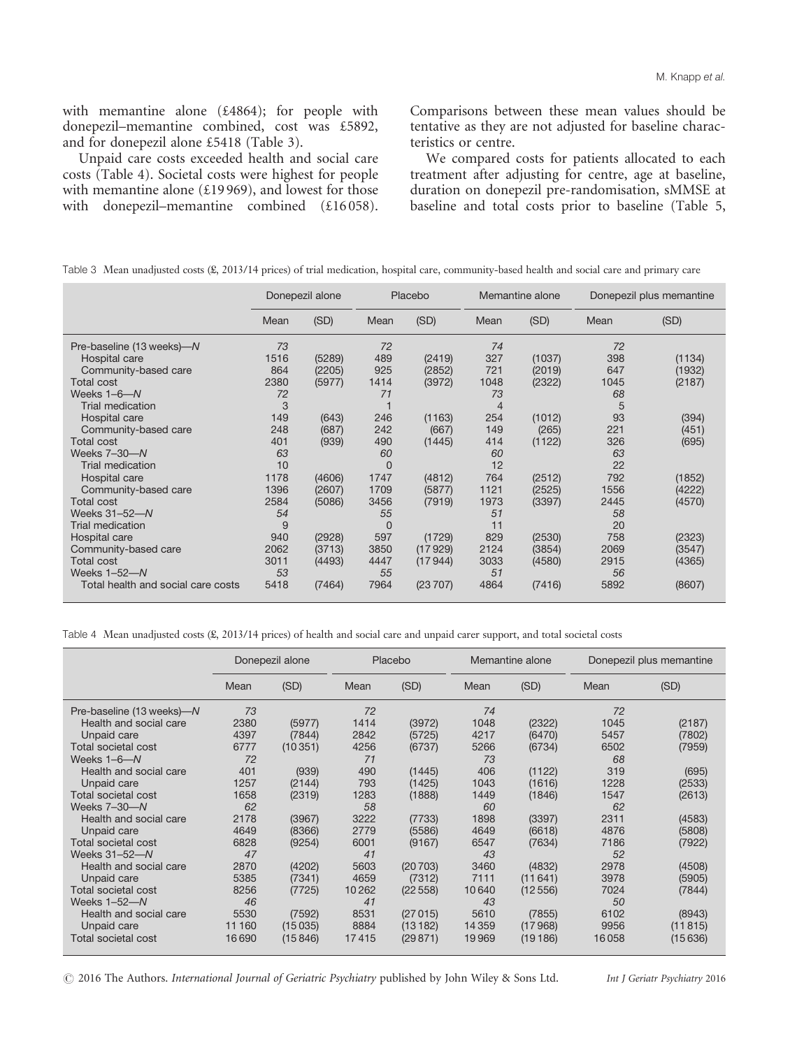with memantine alone (£4864); for people with donepezil–memantine combined, cost was £5892, and for donepezil alone £5418 (Table 3).

Unpaid care costs exceeded health and social care costs (Table 4). Societal costs were highest for people with memantine alone (£19 969), and lowest for those with donepezil–memantine combined (£16 058). Comparisons between these mean values should be tentative as they are not adjusted for baseline characteristics or centre.

We compared costs for patients allocated to each treatment after adjusting for centre, age at baseline, duration on donepezil pre-randomisation, sMMSE at baseline and total costs prior to baseline (Table 5,

Table 3 Mean unadjusted costs (£, 2013/14 prices) of trial medication, hospital care, community-based health and social care and primary care

| | Donepezil alone | | Placebo | | Memantine alone | | Donepezil plus memantine | |
|---|---|---|---|---|---|---|---|---|
| | Mean | (SD) | Mean | (SD) | Mean | (SD) | Mean | (SD) |
| Pre-baseline (13 weeks)—*N* | *73* | | *72* | | *74* | | *72* | |
| Hospital care | 1516 | (5289) | 489 | (2419) | 327 | (1037) | 398 | (1134) |
| Community-based care | 864 | (2205) | 925 | (2852) | 721 | (2019) | 647 | (1932) |
| Total cost | 2380 | (5977) | 1414 | (3972) | 1048 | (2322) | 1045 | (2187) |
| Weeks 1–6—*N* | *72* | | *71* | | *73* | | *68* | |
| Trial medication | 3 | | 1 | | 4 | | 5 | |
| Hospital care | 149 | (643) | 246 | (1163) | 254 | (1012) | 93 | (394) |
| Community-based care | 248 | (687) | 242 | (667) | 149 | (265) | 221 | (451) |
| Total cost | 401 | (939) | 490 | (1445) | 414 | (1122) | 326 | (695) |
| Weeks 7–30—*N* | *63* | | *60* | | *60* | | *63* | |
| Trial medication | 10 | | 0 | | 12 | | 22 | |
| Hospital care | 1178 | (4606) | 1747 | (4812) | 764 | (2512) | 792 | (1852) |
| Community-based care | 1396 | (2607) | 1709 | (5877) | 1121 | (2525) | 1556 | (4222) |
| Total cost | 2584 | (5086) | 3456 | (7919) | 1973 | (3397) | 2445 | (4570) |
| Weeks 31–52—*N* | *54* | | *55* | | *51* | | *58* | |
| Trial medication | 9 | | 0 | | 11 | | 20 | |
| Hospital care | 940 | (2928) | 597 | (1729) | 829 | (2530) | 758 | (2323) |
| Community-based care | 2062 | (3713) | 3850 | (17 929) | 2124 | (3854) | 2069 | (3547) |
| Total cost | 3011 | (4493) | 4447 | (17 944) | 3033 | (4580) | 2915 | (4365) |
| Weeks 1–52—*N* | *53* | | *55* | | *51* | | *56* | |
| Total health and social care costs | 5418 | (7464) | 7964 | (23 707) | 4864 | (7416) | 5892 | (8607) |

Table 4 Mean unadjusted costs (£, 2013/14 prices) of health and social care and unpaid carer support, and total societal costs

| | Donepezil alone | | Placebo | | Memantine alone | | Donepezil plus memantine | |
|---|---|---|---|---|---|---|---|---|
| | Mean | (SD) | Mean | (SD) | Mean | (SD) | Mean | (SD) |
| Pre-baseline (13 weeks)—*N* | *73* | | *72* | | *74* | | *72* | |
| Health and social care | 2380 | (5977) | 1414 | (3972) | 1048 | (2322) | 1045 | (2187) |
| Unpaid care | 4397 | (7844) | 2842 | (5725) | 4217 | (6470) | 5457 | (7802) |
| Total societal cost | 6777 | (10 351) | 4256 | (6737) | 5266 | (6734) | 6502 | (7959) |
| Weeks 1–6—*N* | *72* | | *71* | | *73* | | *68* | |
| Health and social care | 401 | (939) | 490 | (1445) | 406 | (1122) | 319 | (695) |
| Unpaid care | 1257 | (2144) | 793 | (1425) | 1043 | (1616) | 1228 | (2533) |
| Total societal cost | 1658 | (2319) | 1283 | (1888) | 1449 | (1846) | 1547 | (2613) |
| Weeks 7–30—*N* | *62* | | *58* | | *60* | | *62* | |
| Health and social care | 2178 | (3967) | 3222 | (7733) | 1898 | (3397) | 2311 | (4583) |
| Unpaid care | 4649 | (8366) | 2779 | (5586) | 4649 | (6618) | 4876 | (5808) |
| Total societal cost | 6828 | (9254) | 6001 | (9167) | 6547 | (7634) | 7186 | (7922) |
| Weeks 31–52—*N* | *47* | | *41* | | *43* | | *52* | |
| Health and social care | 2870 | (4202) | 5603 | (20 703) | 3460 | (4832) | 2978 | (4508) |
| Unpaid care | 5385 | (7341) | 4659 | (7312) | 7111 | (11 641) | 3978 | (5905) |
| Total societal cost | 8256 | (7725) | 10 262 | (22 558) | 10 640 | (12 556) | 7024 | (7844) |
| Weeks 1–52—*N* | *46* | | *41* | | *43* | | *50* | |
| Health and social care | 5530 | (7592) | 8531 | (27 015) | 5610 | (7855) | 6102 | (8943) |
| Unpaid care | 11 160 | (15 035) | 8884 | (13 182) | 14 359 | (17 968) | 9956 | (11 815) |
| Total societal cost | 16 690 | (15 846) | 17 415 | (29 871) | 19 969 | (19 186) | 16 058 | (15 636) |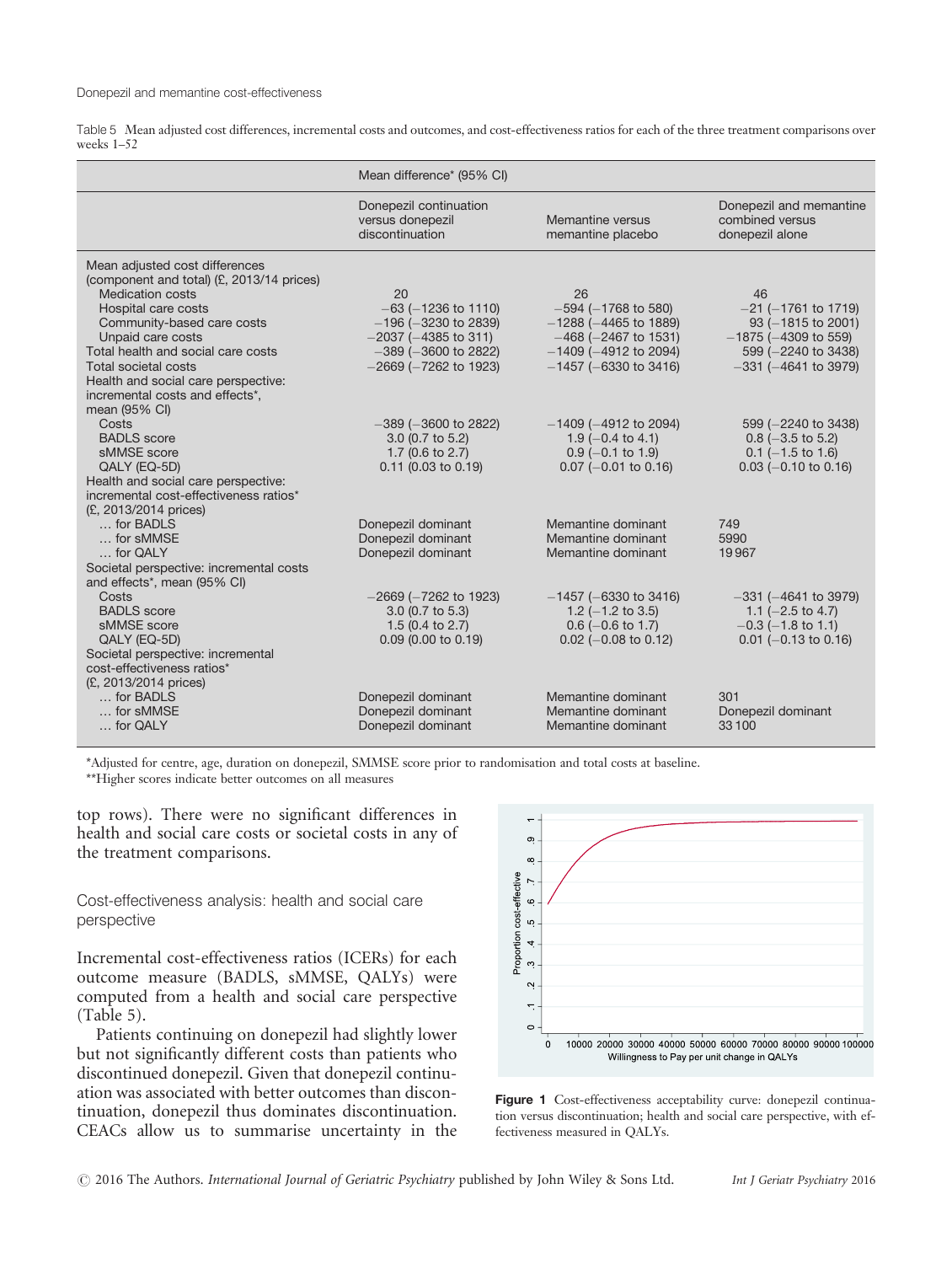Table 5 Mean adjusted cost differences, incremental costs and outcomes, and cost-effectiveness ratios for each of the three treatment comparisons over weeks 1–52

| | Mean difference* (95% CI) | | |
|---|---|---|---|
| | Donepezil continuation versus donepezil discontinuation | Memantine versus memantine placebo | Donepezil and memantine combined versus donepezil alone |
| Mean adjusted cost differences (component and total) (£, 2013/14 prices) | | | |
| Medication costs | 20 | 26 | 46 |
| Hospital care costs | −63 (−1236 to 1110) | −594 (−1768 to 580) | −21 (−1761 to 1719) |
| Community-based care costs | −196 (−3230 to 2839) | −1288 (−4465 to 1889) | 93 (−1815 to 2001) |
| Unpaid care costs | −2037 (−4385 to 311) | −468 (−2467 to 1531) | −1875 (−4309 to 559) |
| Total health and social care costs | −389 (−3600 to 2822) | −1409 (−4912 to 2094) | 599 (−2240 to 3438) |
| Total societal costs | −2669 (−7262 to 1923) | −1457 (−6330 to 3416) | −331 (−4641 to 3979) |
| Health and social care perspective: incremental costs and effects*, mean (95% CI) | | | |
| Costs | −389 (−3600 to 2822) | −1409 (−4912 to 2094) | 599 (−2240 to 3438) |
| BADLS score | 3.0 (0.7 to 5.2) | 1.9 (−0.4 to 4.1) | 0.8 (−3.5 to 5.2) |
| sMMSE score | 1.7 (0.6 to 2.7) | 0.9 (−0.1 to 1.9) | 0.1 (−1.5 to 1.6) |
| QALY (EQ-5D) | 0.11 (0.03 to 0.19) | 0.07 (−0.01 to 0.16) | 0.03 (−0.10 to 0.16) |
| Health and social care perspective: incremental cost-effectiveness ratios* (£, 2013/2014 prices) | | | |
| … for BADLS | Donepezil dominant | Memantine dominant | 749 |
| … for sMMSE | Donepezil dominant | Memantine dominant | 5990 |
| … for QALY | Donepezil dominant | Memantine dominant | 19 967 |
| Societal perspective: incremental costs and effects*, mean (95% CI) | | | |
| Costs | −2669 (−7262 to 1923) | −1457 (−6330 to 3416) | −331 (−4641 to 3979) |
| BADLS score | 3.0 (0.7 to 5.3) | 1.2 (−1.2 to 3.5) | 1.1 (−2.5 to 4.7) |
| sMMSE score | 1.5 (0.4 to 2.7) | 0.6 (−0.6 to 1.7) | −0.3 (−1.8 to 1.1) |
| QALY (EQ-5D) | 0.09 (0.00 to 0.19) | 0.02 (−0.08 to 0.12) | 0.01 (−0.13 to 0.16) |
| Societal perspective: incremental cost-effectiveness ratios* (£, 2013/2014 prices) | | | |
| … for BADLS | Donepezil dominant | Memantine dominant | 301 |
| … for sMMSE | Donepezil dominant | Memantine dominant | Donepezil dominant |
| … for QALY | Donepezil dominant | Memantine dominant | 33 100 |

*Adjusted for centre, age, duration on donepezil, SMMSE score prior to randomisation and total costs at baseline.
**Higher scores indicate better outcomes on all measures

top rows). There were no significant differences in health and social care costs or societal costs in any of the treatment comparisons.

## Cost-effectiveness analysis: health and social care perspective

Incremental cost-effectiveness ratios (ICERs) for each outcome measure (BADLS, sMMSE, QALYs) were computed from a health and social care perspective (Table 5).

Patients continuing on donepezil had slightly lower but not significantly different costs than patients who discontinued donepezil. Given that donepezil continuation was associated with better outcomes than discontinuation, donepezil thus dominates discontinuation. CEACs allow us to summarise uncertainty in the

Proportion cost-effective
0 .1 .2 .3 .4 .5 .6 .7 .8 .9 1
0 10000 20000 30000 40000 50000 60000 70000 80000 90000 100000
Willingness to Pay per unit change in QALYs

**Figure 1** Cost-effectiveness acceptability curve: donepezil continuation versus discontinuation; health and social care perspective, with effectiveness measured in QALYs.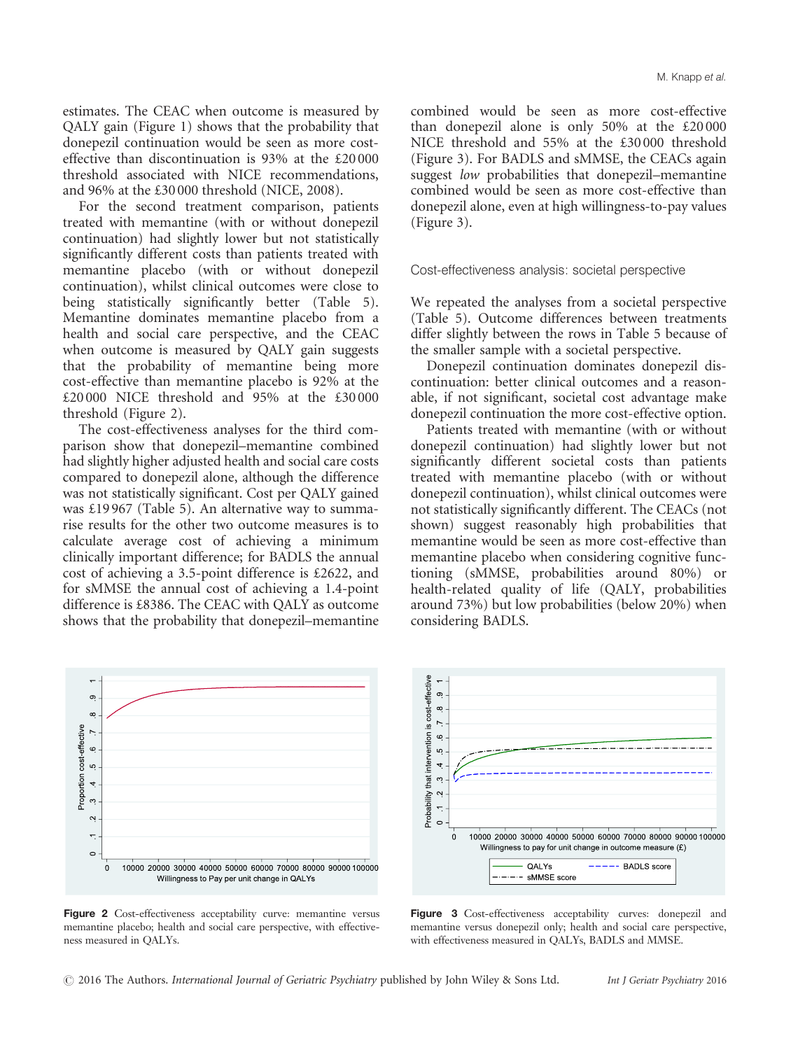estimates. The CEAC when outcome is measured by QALY gain (Figure 1) shows that the probability that donepezil continuation would be seen as more cost-effective than discontinuation is 93% at the £20 000 threshold associated with NICE recommendations, and 96% at the £30 000 threshold (NICE, 2008).

For the second treatment comparison, patients treated with memantine (with or without donepezil continuation) had slightly lower but not statistically significantly different costs than patients treated with memantine placebo (with or without donepezil continuation), whilst clinical outcomes were close to being statistically significantly better (Table 5). Memantine dominates memantine placebo from a health and social care perspective, and the CEAC when outcome is measured by QALY gain suggests that the probability of memantine being more cost-effective than memantine placebo is 92% at the £20 000 NICE threshold and 95% at the £30 000 threshold (Figure 2).

The cost-effectiveness analyses for the third comparison show that donepezil–memantine combined had slightly higher adjusted health and social care costs compared to donepezil alone, although the difference was not statistically significant. Cost per QALY gained was £19 967 (Table 5). An alternative way to summarise results for the other two outcome measures is to calculate average cost of achieving a minimum clinically important difference; for BADLS the annual cost of achieving a 3.5-point difference is £2622, and for sMMSE the annual cost of achieving a 1.4-point difference is £8386. The CEAC with QALY as outcome shows that the probability that donepezil–memantine combined would be seen as more cost-effective than donepezil alone is only 50% at the £20 000 NICE threshold and 55% at the £30 000 threshold (Figure 3). For BADLS and sMMSE, the CEACs again suggest *low* probabilities that donepezil–memantine combined would be seen as more cost-effective than donepezil alone, even at high willingness-to-pay values (Figure 3).

## Cost-effectiveness analysis: societal perspective

We repeated the analyses from a societal perspective (Table 5). Outcome differences between treatments differ slightly between the rows in Table 5 because of the smaller sample with a societal perspective.

Donepezil continuation dominates donepezil discontinuation: better clinical outcomes and a reasonable, if not significant, societal cost advantage make donepezil continuation the more cost-effective option.

Patients treated with memantine (with or without donepezil continuation) had slightly lower but not significantly different societal costs than patients treated with memantine placebo (with or without donepezil continuation), whilst clinical outcomes were not statistically significantly different. The CEACs (not shown) suggest reasonably high probabilities that memantine would be seen as more cost-effective than memantine placebo when considering cognitive functioning (sMMSE, probabilities around 80%) or health-related quality of life (QALY, probabilities around 73%) but low probabilities (below 20%) when considering BADLS.

Proportion cost-effective
0 .1 .2 .3 .4 .5 .6 .7 .8 .9 1
0 10000 20000 30000 40000 50000 60000 70000 80000 90000 100000
Willingness to Pay per unit change in QALYs

**Figure 2** Cost-effectiveness acceptability curve: memantine versus memantine placebo; health and social care perspective, with effectiveness measured in QALYs.

Probability that intervention is cost-effective
0 .1 .2 .3 .4 .5 .6 .7 .8 .9 1
0 10000 20000 30000 40000 50000 60000 70000 80000 90000 100000
Willingness to pay for unit change in outcome measure (£)
QALYs
BADLS score
sMMSE score

**Figure 3** Cost-effectiveness acceptability curves: donepezil and memantine versus donepezil only; health and social care perspective, with effectiveness measured in QALYs, BADLS and MMSE.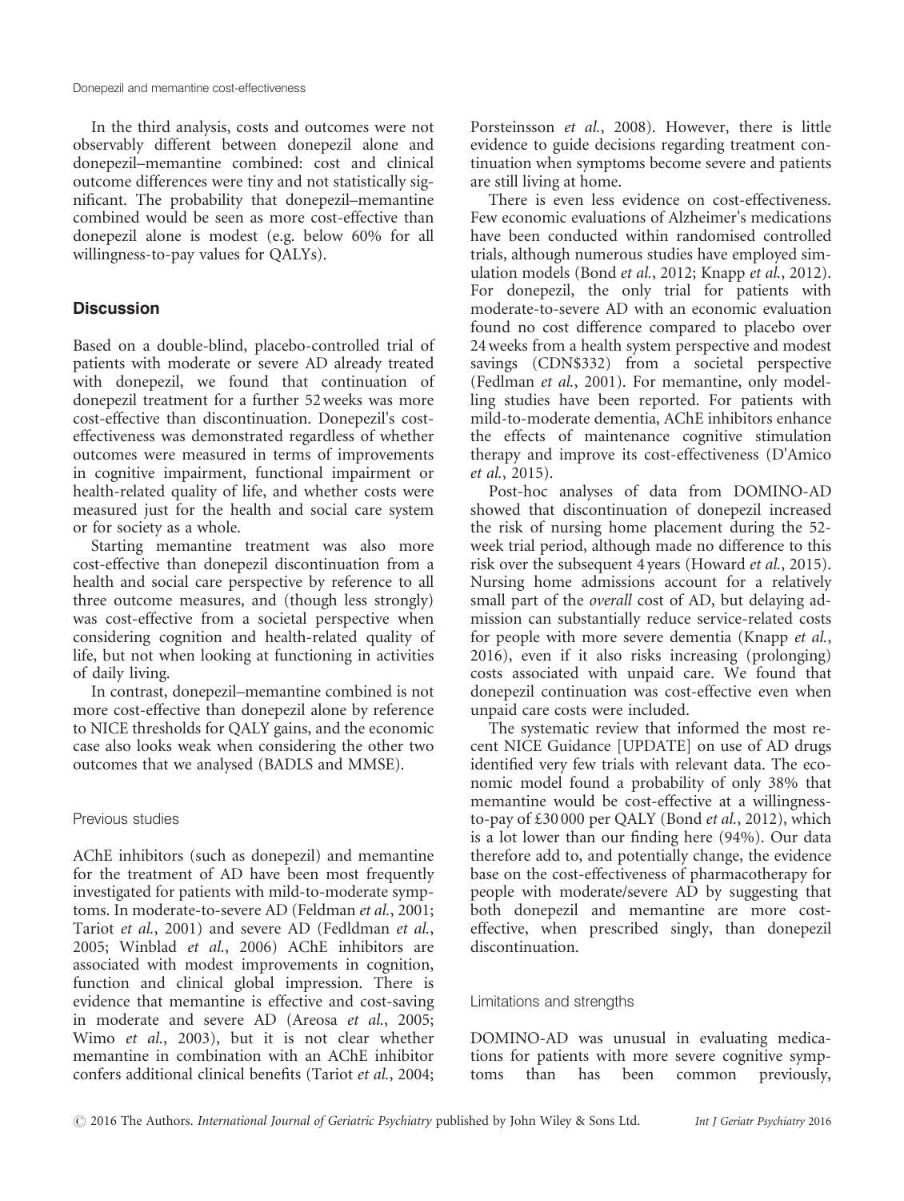In the third analysis, costs and outcomes were not observably different between donepezil alone and donepezil–memantine combined: cost and clinical outcome differences were tiny and not statistically significant. The probability that donepezil–memantine combined would be seen as more cost-effective than donepezil alone is modest (e.g. below 60% for all willingness-to-pay values for QALYs).

## Discussion

Based on a double-blind, placebo-controlled trial of patients with moderate or severe AD already treated with donepezil, we found that continuation of donepezil treatment for a further 52 weeks was more cost-effective than discontinuation. Donepezil's cost-effectiveness was demonstrated regardless of whether outcomes were measured in terms of improvements in cognitive impairment, functional impairment or health-related quality of life, and whether costs were measured just for the health and social care system or for society as a whole.

Starting memantine treatment was also more cost-effective than donepezil discontinuation from a health and social care perspective by reference to all three outcome measures, and (though less strongly) was cost-effective from a societal perspective when considering cognition and health-related quality of life, but not when looking at functioning in activities of daily living.

In contrast, donepezil–memantine combined is not more cost-effective than donepezil alone by reference to NICE thresholds for QALY gains, and the economic case also looks weak when considering the other two outcomes that we analysed (BADLS and MMSE).

### Previous studies

AChE inhibitors (such as donepezil) and memantine for the treatment of AD have been most frequently investigated for patients with mild-to-moderate symptoms. In moderate-to-severe AD (Feldman *et al.*, 2001; Tariot *et al.*, 2001) and severe AD (Fedldman *et al.*, 2005; Winblad *et al.*, 2006) AChE inhibitors are associated with modest improvements in cognition, function and clinical global impression. There is evidence that memantine is effective and cost-saving in moderate and severe AD (Areosa *et al.*, 2005; Wimo *et al.*, 2003), but it is not clear whether memantine in combination with an AChE inhibitor confers additional clinical benefits (Tariot *et al.*, 2004; Porsteinsson *et al.*, 2008). However, there is little evidence to guide decisions regarding treatment continuation when symptoms become severe and patients are still living at home.

There is even less evidence on cost-effectiveness. Few economic evaluations of Alzheimer's medications have been conducted within randomised controlled trials, although numerous studies have employed simulation models (Bond *et al.*, 2012; Knapp *et al.*, 2012). For donepezil, the only trial for patients with moderate-to-severe AD with an economic evaluation found no cost difference compared to placebo over 24 weeks from a health system perspective and modest savings (CDN$332) from a societal perspective (Fedlman *et al.*, 2001). For memantine, only modelling studies have been reported. For patients with mild-to-moderate dementia, AChE inhibitors enhance the effects of maintenance cognitive stimulation therapy and improve its cost-effectiveness (D'Amico *et al.*, 2015).

Post-hoc analyses of data from DOMINO-AD showed that discontinuation of donepezil increased the risk of nursing home placement during the 52-week trial period, although made no difference to this risk over the subsequent 4 years (Howard *et al.*, 2015). Nursing home admissions account for a relatively small part of the *overall* cost of AD, but delaying admission can substantially reduce service-related costs for people with more severe dementia (Knapp *et al.*, 2016), even if it also risks increasing (prolonging) costs associated with unpaid care. We found that donepezil continuation was cost-effective even when unpaid care costs were included.

The systematic review that informed the most recent NICE Guidance [UPDATE] on use of AD drugs identified very few trials with relevant data. The economic model found a probability of only 38% that memantine would be cost-effective at a willingness-to-pay of £30 000 per QALY (Bond *et al.*, 2012), which is a lot lower than our finding here (94%). Our data therefore add to, and potentially change, the evidence base on the cost-effectiveness of pharmacotherapy for people with moderate/severe AD by suggesting that both donepezil and memantine are more cost-effective, when prescribed singly, than donepezil discontinuation.

### Limitations and strengths

DOMINO-AD was unusual in evaluating medications for patients with more severe cognitive symptoms than has been common previously,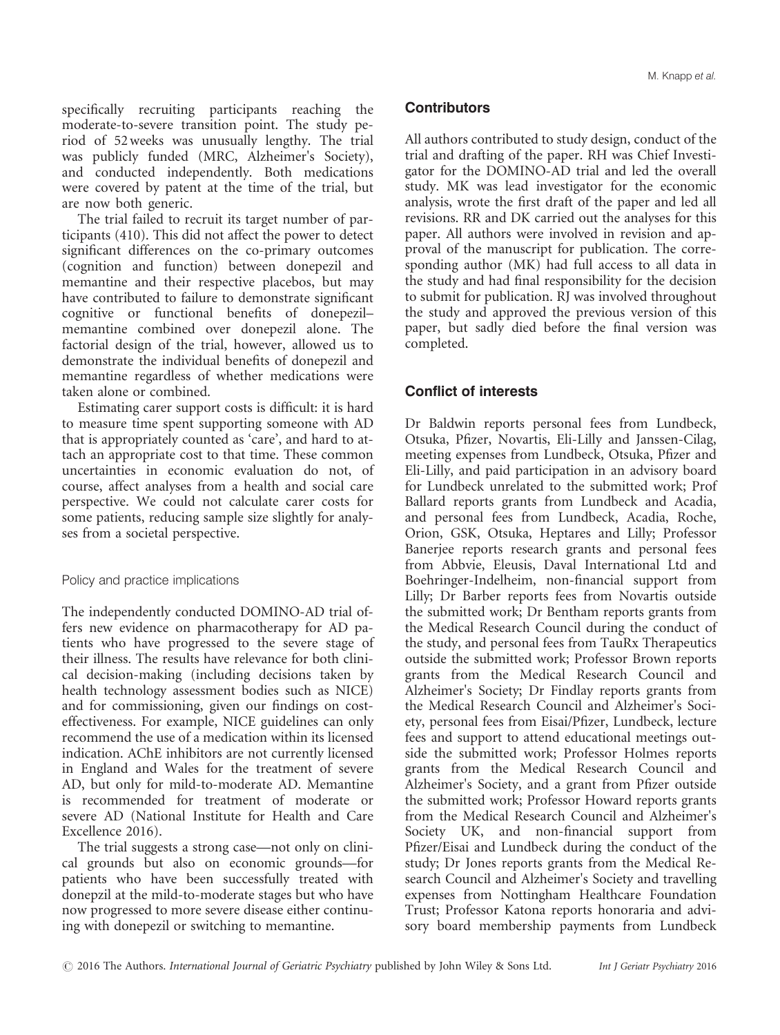specifically recruiting participants reaching the moderate-to-severe transition point. The study period of 52 weeks was unusually lengthy. The trial was publicly funded (MRC, Alzheimer's Society), and conducted independently. Both medications were covered by patent at the time of the trial, but are now both generic.

The trial failed to recruit its target number of participants (410). This did not affect the power to detect significant differences on the co-primary outcomes (cognition and function) between donepezil and memantine and their respective placebos, but may have contributed to failure to demonstrate significant cognitive or functional benefits of donepezil–memantine combined over donepezil alone. The factorial design of the trial, however, allowed us to demonstrate the individual benefits of donepezil and memantine regardless of whether medications were taken alone or combined.

Estimating carer support costs is difficult: it is hard to measure time spent supporting someone with AD that is appropriately counted as 'care', and hard to attach an appropriate cost to that time. These common uncertainties in economic evaluation do not, of course, affect analyses from a health and social care perspective. We could not calculate carer costs for some patients, reducing sample size slightly for analyses from a societal perspective.

### Policy and practice implications

The independently conducted DOMINO-AD trial offers new evidence on pharmacotherapy for AD patients who have progressed to the severe stage of their illness. The results have relevance for both clinical decision-making (including decisions taken by health technology assessment bodies such as NICE) and for commissioning, given our findings on cost-effectiveness. For example, NICE guidelines can only recommend the use of a medication within its licensed indication. AChE inhibitors are not currently licensed in England and Wales for the treatment of severe AD, but only for mild-to-moderate AD. Memantine is recommended for treatment of moderate or severe AD (National Institute for Health and Care Excellence 2016).

The trial suggests a strong case—not only on clinical grounds but also on economic grounds—for patients who have been successfully treated with donepezil at the mild-to-moderate stages but who have now progressed to more severe disease either continuing with donepezil or switching to memantine.

## Contributors

All authors contributed to study design, conduct of the trial and drafting of the paper. RH was Chief Investigator for the DOMINO-AD trial and led the overall study. MK was lead investigator for the economic analysis, wrote the first draft of the paper and led all revisions. RR and DK carried out the analyses for this paper. All authors were involved in revision and approval of the manuscript for publication. The corresponding author (MK) had full access to all data in the study and had final responsibility for the decision to submit for publication. RJ was involved throughout the study and approved the previous version of this paper, but sadly died before the final version was completed.

## Conflict of interests

Dr Baldwin reports personal fees from Lundbeck, Otsuka, Pfizer, Novartis, Eli-Lilly and Janssen-Cilag, meeting expenses from Lundbeck, Otsuka, Pfizer and Eli-Lilly, and paid participation in an advisory board for Lundbeck unrelated to the submitted work; Prof Ballard reports grants from Lundbeck and Acadia, and personal fees from Lundbeck, Acadia, Roche, Orion, GSK, Otsuka, Heptares and Lilly; Professor Banerjee reports research grants and personal fees from Abbvie, Eleusis, Daval International Ltd and Boehringer-Indelheim, non-financial support from Lilly; Dr Barber reports fees from Novartis outside the submitted work; Dr Bentham reports grants from the Medical Research Council during the conduct of the study, and personal fees from TauRx Therapeutics outside the submitted work; Professor Brown reports grants from the Medical Research Council and Alzheimer's Society; Dr Findlay reports grants from the Medical Research Council and Alzheimer's Society, personal fees from Eisai/Pfizer, Lundbeck, lecture fees and support to attend educational meetings outside the submitted work; Professor Holmes reports grants from the Medical Research Council and Alzheimer's Society, and a grant from Pfizer outside the submitted work; Professor Howard reports grants from the Medical Research Council and Alzheimer's Society UK, and non-financial support from Pfizer/Eisai and Lundbeck during the conduct of the study; Dr Jones reports grants from the Medical Research Council and Alzheimer's Society and travelling expenses from Nottingham Healthcare Foundation Trust; Professor Katona reports honoraria and advisory board membership payments from Lundbeck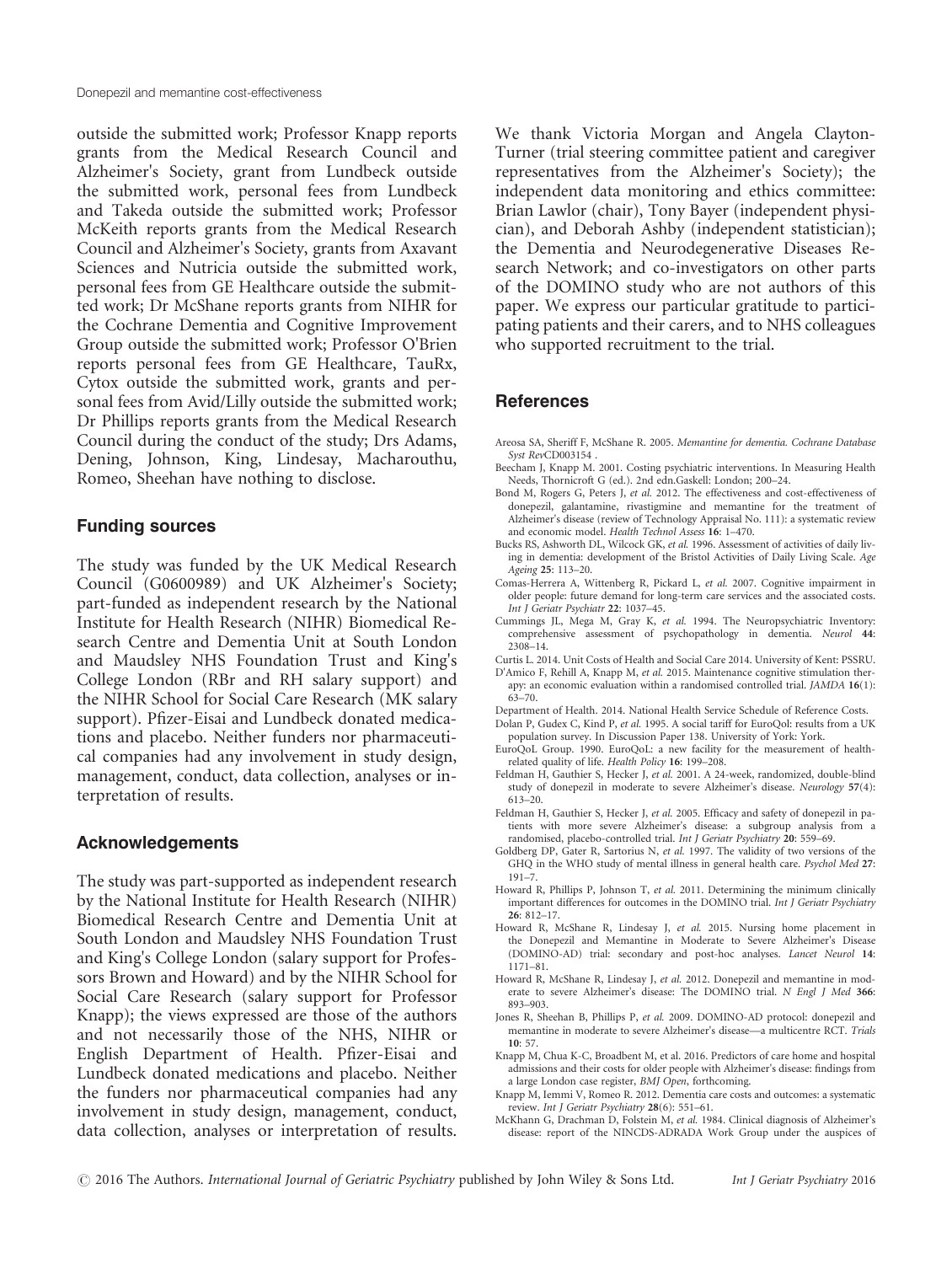outside the submitted work; Professor Knapp reports grants from the Medical Research Council and Alzheimer's Society, grant from Lundbeck outside the submitted work, personal fees from Lundbeck and Takeda outside the submitted work; Professor McKeith reports grants from the Medical Research Council and Alzheimer's Society, grants from Axavant Sciences and Nutricia outside the submitted work, personal fees from GE Healthcare outside the submitted work; Dr McShane reports grants from NIHR for the Cochrane Dementia and Cognitive Improvement Group outside the submitted work; Professor O'Brien reports personal fees from GE Healthcare, TauRx, Cytox outside the submitted work, grants and personal fees from Avid/Lilly outside the submitted work; Dr Phillips reports grants from the Medical Research Council during the conduct of the study; Drs Adams, Dening, Johnson, King, Lindesay, Macharouthu, Romeo, Sheehan have nothing to disclose.

## Funding sources

The study was funded by the UK Medical Research Council (G0600989) and UK Alzheimer's Society; part-funded as independent research by the National Institute for Health Research (NIHR) Biomedical Research Centre and Dementia Unit at South London and Maudsley NHS Foundation Trust and King's College London (RBr and RH salary support) and the NIHR School for Social Care Research (MK salary support). Pfizer-Eisai and Lundbeck donated medications and placebo. Neither funders nor pharmaceutical companies had any involvement in study design, management, conduct, data collection, analyses or interpretation of results.

## Acknowledgements

The study was part-supported as independent research by the National Institute for Health Research (NIHR) Biomedical Research Centre and Dementia Unit at South London and Maudsley NHS Foundation Trust and King's College London (salary support for Professors Brown and Howard) and by the NIHR School for Social Care Research (salary support for Professor Knapp); the views expressed are those of the authors and not necessarily those of the NHS, NIHR or English Department of Health. Pfizer-Eisai and Lundbeck donated medications and placebo. Neither the funders nor pharmaceutical companies had any involvement in study design, management, conduct, data collection, analyses or interpretation of results.

We thank Victoria Morgan and Angela Clayton-Turner (trial steering committee patient and caregiver representatives from the Alzheimer's Society); the independent data monitoring and ethics committee: Brian Lawlor (chair), Tony Bayer (independent physician), and Deborah Ashby (independent statistician); the Dementia and Neurodegenerative Diseases Research Network; and co-investigators on other parts of the DOMINO study who are not authors of this paper. We express our particular gratitude to participating patients and their carers, and to NHS colleagues who supported recruitment to the trial.

## References

Areosa SA, Sheriff F, McShane R. 2005. *Memantine for dementia. Cochrane Database Syst Rev*CD003154 .

Beecham J, Knapp M. 2001. Costing psychiatric interventions. In Measuring Health Needs, Thornicroft G (ed.). 2nd edn.Gaskell: London; 200–24.

Bond M, Rogers G, Peters J, *et al.* 2012. The effectiveness and cost-effectiveness of donepezil, galantamine, rivastigmine and memantine for the treatment of Alzheimer's disease (review of Technology Appraisal No. 111): a systematic review and economic model. *Health Technol Assess* **16**: 1–470.

Bucks RS, Ashworth DL, Wilcock GK, *et al.* 1996. Assessment of activities of daily living in dementia: development of the Bristol Activities of Daily Living Scale. *Age Ageing* **25**: 113–20.

Comas-Herrera A, Wittenberg R, Pickard L, *et al.* 2007. Cognitive impairment in older people: future demand for long-term care services and the associated costs. *Int J Geriatr Psychiatr* **22**: 1037–45.

Cummings JL, Mega M, Gray K, *et al.* 1994. The Neuropsychiatric Inventory: comprehensive assessment of psychopathology in dementia. *Neurol* **44**: 2308–14.

Curtis L. 2014. Unit Costs of Health and Social Care 2014. University of Kent: PSSRU.

D'Amico F, Rehill A, Knapp M, *et al.* 2015. Maintenance cognitive stimulation therapy: an economic evaluation within a randomised controlled trial. *JAMDA* **16**(1): 63–70.

Department of Health. 2014. National Health Service Schedule of Reference Costs.

Dolan P, Gudex C, Kind P, *et al.* 1995. A social tariff for EuroQol: results from a UK population survey. In Discussion Paper 138. University of York: York.

EuroQoL Group. 1990. EuroQoL: a new facility for the measurement of health-related quality of life. *Health Policy* **16**: 199–208.

Feldman H, Gauthier S, Hecker J, *et al.* 2001. A 24-week, randomized, double-blind study of donepezil in moderate to severe Alzheimer's disease. *Neurology* **57**(4): 613–20.

Feldman H, Gauthier S, Hecker J, *et al.* 2005. Efficacy and safety of donepezil in patients with more severe Alzheimer's disease: a subgroup analysis from a randomised, placebo-controlled trial. *Int J Geriatr Psychiatry* **20**: 559–69.

Goldberg DP, Gater R, Sartorius N, *et al.* 1997. The validity of two versions of the GHQ in the WHO study of mental illness in general health care. *Psychol Med* **27**: 191–7.

Howard R, Phillips P, Johnson T, *et al.* 2011. Determining the minimum clinically important differences for outcomes in the DOMINO trial. *Int J Geriatr Psychiatry* **26**: 812–17.

Howard R, McShane R, Lindesay J, *et al.* 2015. Nursing home placement in the Donepezil and Memantine in Moderate to Severe Alzheimer's Disease (DOMINO-AD) trial: secondary and post-hoc analyses. *Lancet Neurol* **14**: 1171–81.

Howard R, McShane R, Lindesay J, *et al.* 2012. Donepezil and memantine in moderate to severe Alzheimer's disease: The DOMINO trial. *N Engl J Med* **366**: 893–903.

Jones R, Sheehan B, Phillips P, *et al.* 2009. DOMINO-AD protocol: donepezil and memantine in moderate to severe Alzheimer's disease—a multicentre RCT. *Trials* **10**: 57.

Knapp M, Chua K-C, Broadbent M, et al. 2016. Predictors of care home and hospital admissions and their costs for older people with Alzheimer's disease: findings from a large London case register, *BMJ Open*, forthcoming.

Knapp M, Iemmi V, Romeo R. 2012. Dementia care costs and outcomes: a systematic review. *Int J Geriatr Psychiatry* **28**(6): 551–61.

McKhann G, Drachman D, Folstein M, *et al.* 1984. Clinical diagnosis of Alzheimer's disease: report of the NINCDS-ADRADA Work Group under the auspices of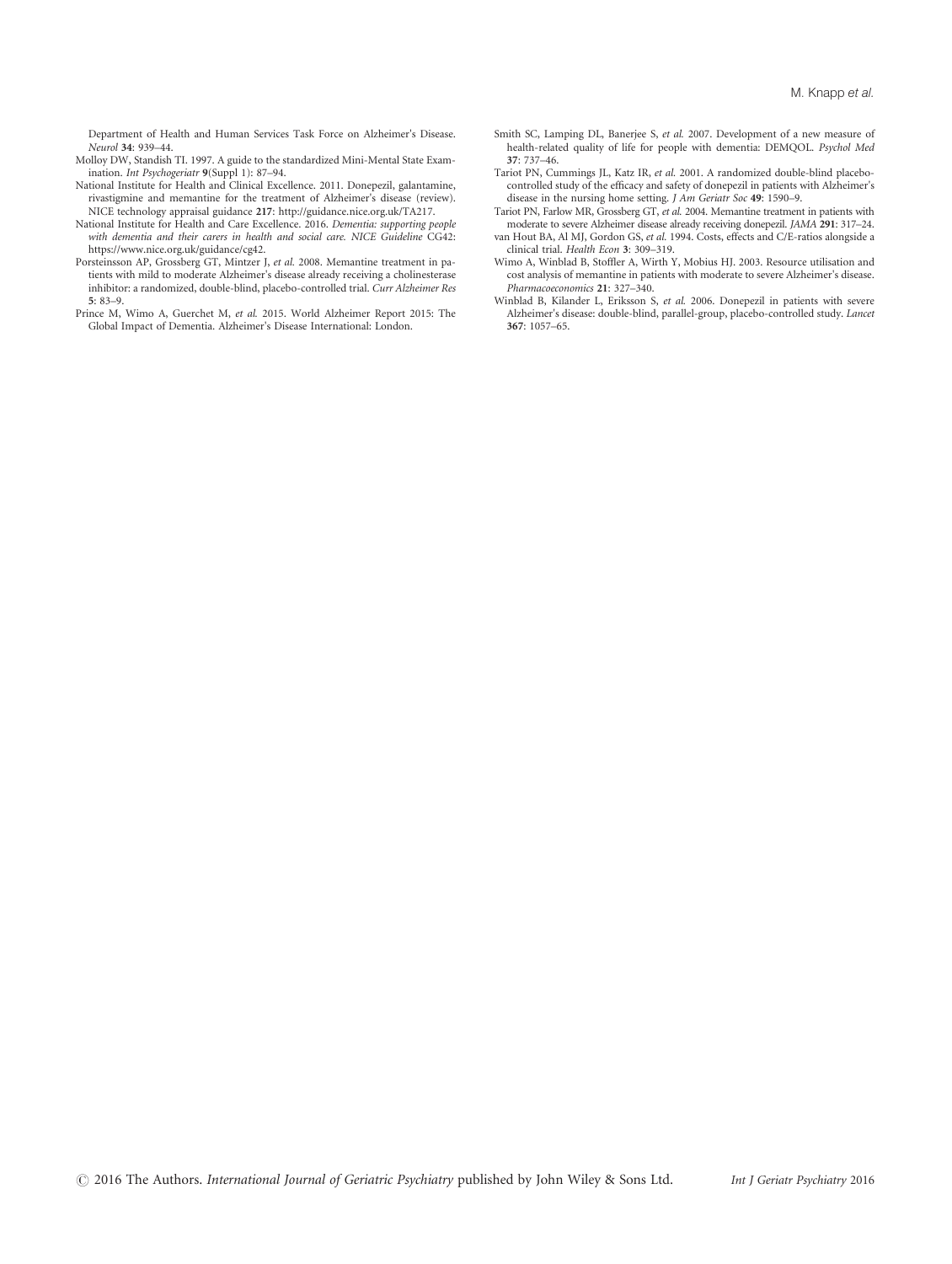Department of Health and Human Services Task Force on Alzheimer's Disease. *Neurol* **34**: 939–44.

Molloy DW, Standish TI. 1997. A guide to the standardized Mini-Mental State Examination. *Int Psychogeriatr* **9**(Suppl 1): 87–94.

National Institute for Health and Clinical Excellence. 2011. Donepezil, galantamine, rivastigmine and memantine for the treatment of Alzheimer's disease (review). NICE technology appraisal guidance **217**: http://guidance.nice.org.uk/TA217.

National Institute for Health and Care Excellence. 2016. *Dementia: supporting people with dementia and their carers in health and social care. NICE Guideline* CG42: https://www.nice.org.uk/guidance/cg42.

Porsteinsson AP, Grossberg GT, Mintzer J, *et al.* 2008. Memantine treatment in patients with mild to moderate Alzheimer's disease already receiving a cholinesterase inhibitor: a randomized, double-blind, placebo-controlled trial. *Curr Alzheimer Res* **5**: 83–9.

Prince M, Wimo A, Guerchet M, *et al.* 2015. World Alzheimer Report 2015: The Global Impact of Dementia. Alzheimer's Disease International: London.

Smith SC, Lamping DL, Banerjee S, *et al.* 2007. Development of a new measure of health-related quality of life for people with dementia: DEMQOL. *Psychol Med* **37**: 737–46.

Tariot PN, Cummings JL, Katz IR, *et al.* 2001. A randomized double-blind placebo-controlled study of the efficacy and safety of donepezil in patients with Alzheimer's disease in the nursing home setting. *J Am Geriatr Soc* **49**: 1590–9.

Tariot PN, Farlow MR, Grossberg GT, *et al.* 2004. Memantine treatment in patients with moderate to severe Alzheimer disease already receiving donepezil. *JAMA* **291**: 317–24.

van Hout BA, Al MJ, Gordon GS, *et al.* 1994. Costs, effects and C/E-ratios alongside a clinical trial. *Health Econ* **3**: 309–319.

Wimo A, Winblad B, Stoffler A, Wirth Y, Mobius HJ. 2003. Resource utilisation and cost analysis of memantine in patients with moderate to severe Alzheimer's disease. *Pharmacoeconomics* **21**: 327–340.

Winblad B, Kilander L, Eriksson S, *et al.* 2006. Donepezil in patients with severe Alzheimer's disease: double-blind, parallel-group, placebo-controlled study. *Lancet* **367**: 1057–65.